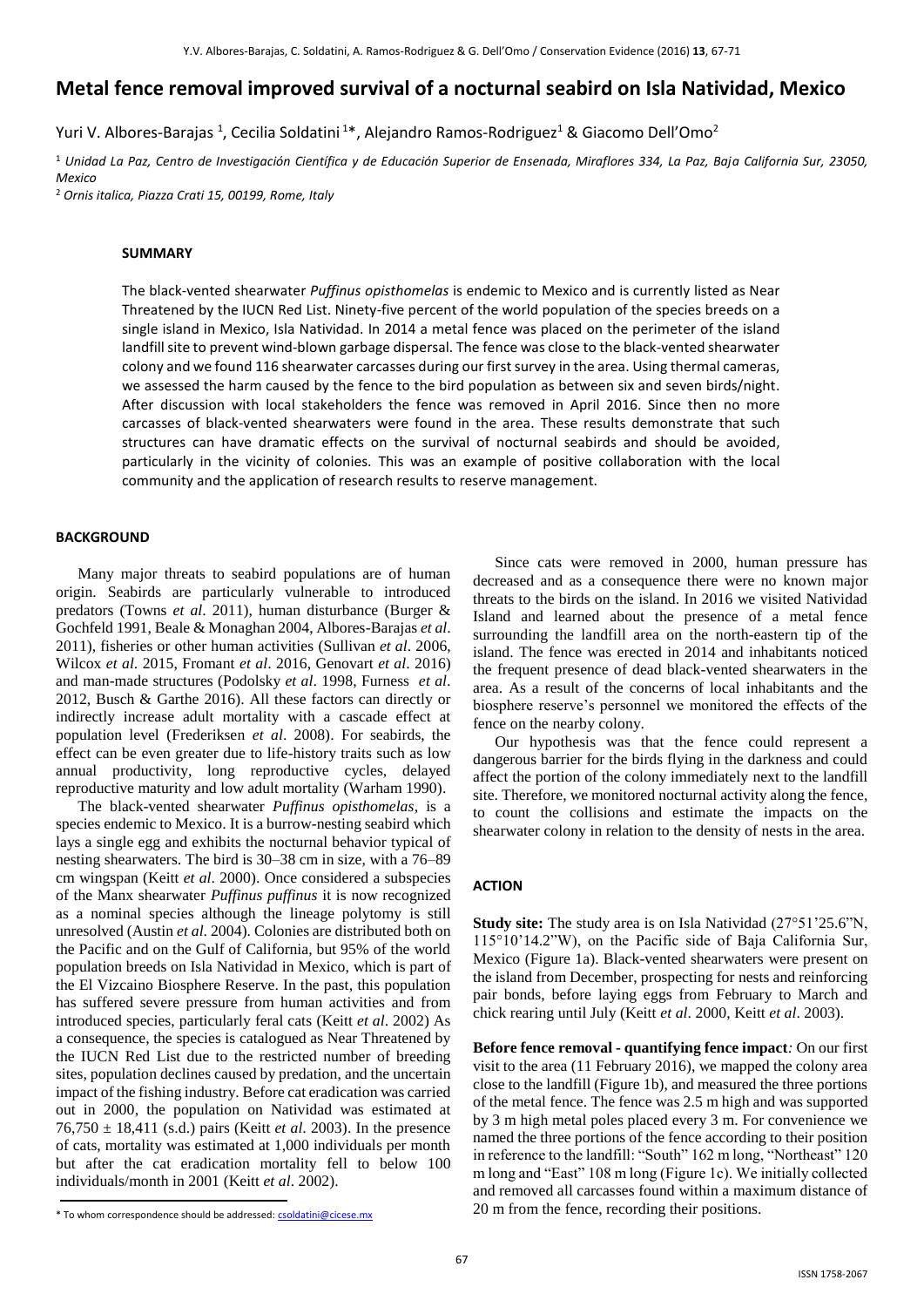# Metal fence removal improved survival of a nocturnal seabird on Isla Natividad, Mexico

Yuri V. Albores-Barajas [1], Cecilia Soldatini [1]*, Alejandro Ramos-Rodriguez[1] & Giacomo Dell'Omo[2]

[1] *Unidad La Paz, Centro de Investigación Científica y de Educación Superior de Ensenada, Miraflores 334, La Paz, Baja California Sur, 23050, Mexico*

[2] *Ornis italica, Piazza Crati 15, 00199, Rome, Italy*

## SUMMARY

The black-vented shearwater *Puffinus opisthomelas* is endemic to Mexico and is currently listed as Near Threatened by the IUCN Red List. Ninety-five percent of the world population of the species breeds on a single island in Mexico, Isla Natividad. In 2014 a metal fence was placed on the perimeter of the island landfill site to prevent wind-blown garbage dispersal. The fence was close to the black-vented shearwater colony and we found 116 shearwater carcasses during our first survey in the area. Using thermal cameras, we assessed the harm caused by the fence to the bird population as between six and seven birds/night. After discussion with local stakeholders the fence was removed in April 2016. Since then no more carcasses of black-vented shearwaters were found in the area. These results demonstrate that such structures can have dramatic effects on the survival of nocturnal seabirds and should be avoided, particularly in the vicinity of colonies. This was an example of positive collaboration with the local community and the application of research results to reserve management.

## BACKGROUND

Many major threats to seabird populations are of human origin. Seabirds are particularly vulnerable to introduced predators (Towns *et al*. 2011), human disturbance (Burger & Gochfeld 1991, Beale & Monaghan 2004, Albores-Barajas *et al*. 2011), fisheries or other human activities (Sullivan *et al*. 2006, Wilcox *et al*. 2015, Fromant *et al*. 2016, Genovart *et al*. 2016) and man-made structures (Podolsky *et al*. 1998, Furness *et al*. 2012, Busch & Garthe 2016). All these factors can directly or indirectly increase adult mortality with a cascade effect at population level (Frederiksen *et al*. 2008). For seabirds, the effect can be even greater due to life-history traits such as low annual productivity, long reproductive cycles, delayed reproductive maturity and low adult mortality (Warham 1990).

The black-vented shearwater *Puffinus opisthomelas*, is a species endemic to Mexico. It is a burrow-nesting seabird which lays a single egg and exhibits the nocturnal behavior typical of nesting shearwaters. The bird is 30–38 cm in size, with a 76–89 cm wingspan (Keitt *et al*. 2000). Once considered a subspecies of the Manx shearwater *Puffinus puffinus* it is now recognized as a nominal species although the lineage polytomy is still unresolved (Austin *et al*. 2004). Colonies are distributed both on the Pacific and on the Gulf of California, but 95% of the world population breeds on Isla Natividad in Mexico, which is part of the El Vizcaino Biosphere Reserve. In the past, this population has suffered severe pressure from human activities and from introduced species, particularly feral cats (Keitt *et al*. 2002) As a consequence, the species is catalogued as Near Threatened by the IUCN Red List due to the restricted number of breeding sites, population declines caused by predation, and the uncertain impact of the fishing industry. Before cat eradication was carried out in 2000, the population on Natividad was estimated at 76,750 ± 18,411 (s.d.) pairs (Keitt *et al*. 2003). In the presence of cats, mortality was estimated at 1,000 individuals per month but after the cat eradication mortality fell to below 100 individuals/month in 2001 (Keitt *et al*. 2002).

Since cats were removed in 2000, human pressure has decreased and as a consequence there were no known major threats to the birds on the island. In 2016 we visited Natividad Island and learned about the presence of a metal fence surrounding the landfill area on the north-eastern tip of the island. The fence was erected in 2014 and inhabitants noticed the frequent presence of dead black-vented shearwaters in the area. As a result of the concerns of local inhabitants and the biosphere reserve's personnel we monitored the effects of the fence on the nearby colony.

Our hypothesis was that the fence could represent a dangerous barrier for the birds flying in the darkness and could affect the portion of the colony immediately next to the landfill site. Therefore, we monitored nocturnal activity along the fence, to count the collisions and estimate the impacts on the shearwater colony in relation to the density of nests in the area.

## ACTION

**Study site:** The study area is on Isla Natividad (27°51'25.6"N, 115°10'14.2"W), on the Pacific side of Baja California Sur, Mexico (Figure 1a). Black-vented shearwaters were present on the island from December, prospecting for nests and reinforcing pair bonds, before laying eggs from February to March and chick rearing until July (Keitt *et al*. 2000, Keitt *et al*. 2003).

**Before fence removal - quantifying fence impact***:* On our first visit to the area (11 February 2016), we mapped the colony area close to the landfill (Figure 1b), and measured the three portions of the metal fence. The fence was 2.5 m high and was supported by 3 m high metal poles placed every 3 m. For convenience we named the three portions of the fence according to their position in reference to the landfill: "South" 162 m long, "Northeast" 120 m long and "East" 108 m long (Figure 1c). We initially collected and removed all carcasses found within a maximum distance of 20 m from the fence, recording their positions.

\* To whom correspondence should be addressed: csoldatini@cicese.mx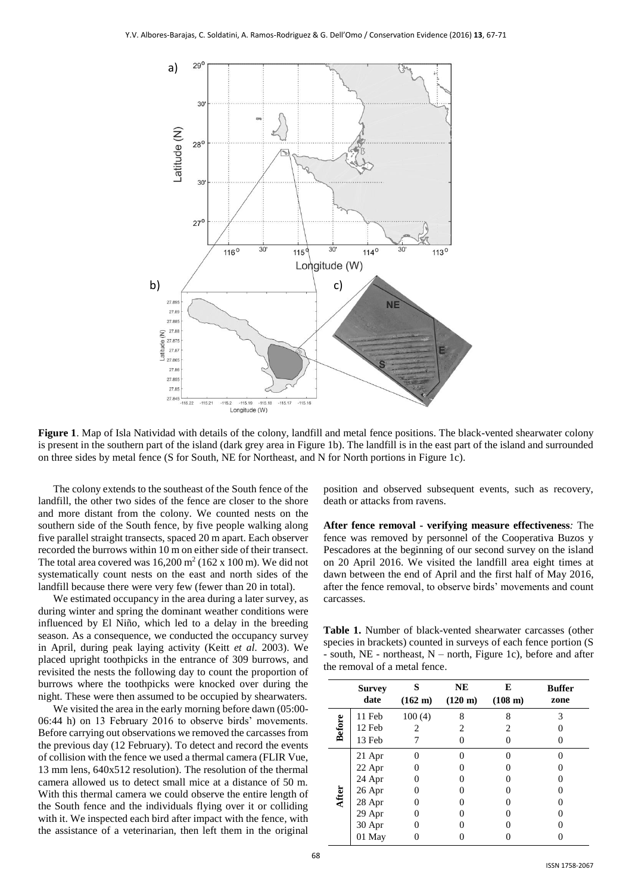**Figure 1**. Map of Isla Natividad with details of the colony, landfill and metal fence positions. The black-vented shearwater colony is present in the southern part of the island (dark grey area in Figure 1b). The landfill is in the east part of the island and surrounded on three sides by metal fence (S for South, NE for Northeast, and N for North portions in Figure 1c).

The colony extends to the southeast of the South fence of the landfill, the other two sides of the fence are closer to the shore and more distant from the colony. We counted nests on the southern side of the South fence, by five people walking along five parallel straight transects, spaced 20 m apart. Each observer recorded the burrows within 10 m on either side of their transect. The total area covered was 16,200 m$^2$ (162 x 100 m). We did not systematically count nests on the east and north sides of the landfill because there were very few (fewer than 20 in total).

We estimated occupancy in the area during a later survey, as during winter and spring the dominant weather conditions were influenced by El Niño, which led to a delay in the breeding season. As a consequence, we conducted the occupancy survey in April, during peak laying activity (Keitt *et al*. 2003). We placed upright toothpicks in the entrance of 309 burrows, and revisited the nests the following day to count the proportion of burrows where the toothpicks were knocked over during the night. These were then assumed to be occupied by shearwaters.

We visited the area in the early morning before dawn (05:00-06:44 h) on 13 February 2016 to observe birds' movements. Before carrying out observations we removed the carcasses from the previous day (12 February). To detect and record the events of collision with the fence we used a thermal camera (FLIR Vue, 13 mm lens, 640x512 resolution). The resolution of the thermal camera allowed us to detect small mice at a distance of 50 m. With this thermal camera we could observe the entire length of the South fence and the individuals flying over it or colliding with it. We inspected each bird after impact with the fence, with the assistance of a veterinarian, then left them in the original position and observed subsequent events, such as recovery, death or attacks from ravens.

**After fence removal - verifying measure effectiveness***:* The fence was removed by personnel of the Cooperativa Buzos y Pescadores at the beginning of our second survey on the island on 20 April 2016. We visited the landfill area eight times at dawn between the end of April and the first half of May 2016, after the fence removal, to observe birds' movements and count carcasses.

**Table 1.** Number of black-vented shearwater carcasses (other species in brackets) counted in surveys of each fence portion (S - south, NE - northeast, N – north, Figure 1c), before and after the removal of a metal fence.

| | Survey date | S (162 m) | NE (120 m) | E (108 m) | Buffer zone |
|---|---|---|---|---|---|
| Before | 11 Feb | 100 (4) | 8 | 8 | 3 |
| | 12 Feb | 2 | 2 | 2 | 0 |
| | 13 Feb | 7 | 0 | 0 | 0 |
| After | 21 Apr | 0 | 0 | 0 | 0 |
| | 22 Apr | 0 | 0 | 0 | 0 |
| | 24 Apr | 0 | 0 | 0 | 0 |
| | 26 Apr | 0 | 0 | 0 | 0 |
| | 28 Apr | 0 | 0 | 0 | 0 |
| | 29 Apr | 0 | 0 | 0 | 0 |
| | 30 Apr | 0 | 0 | 0 | 0 |
| | 01 May | 0 | 0 | 0 | 0 |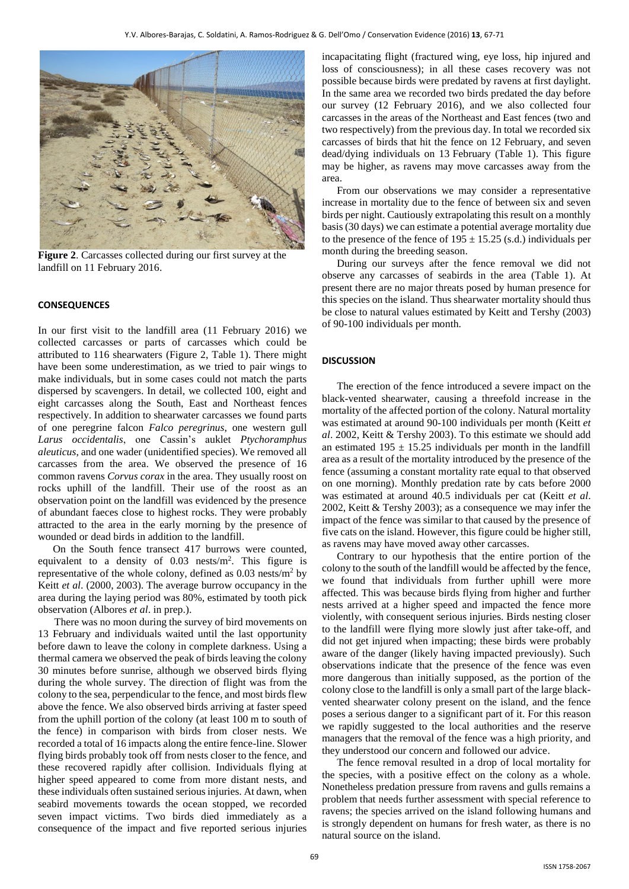**Figure 2**. Carcasses collected during our first survey at the landfill on 11 February 2016.

## CONSEQUENCES

In our first visit to the landfill area (11 February 2016) we collected carcasses or parts of carcasses which could be attributed to 116 shearwaters (Figure 2, Table 1). There might have been some underestimation, as we tried to pair wings to make individuals, but in some cases could not match the parts dispersed by scavengers. In detail, we collected 100, eight and eight carcasses along the South, East and Northeast fences respectively. In addition to shearwater carcasses we found parts of one peregrine falcon *Falco peregrinus*, one western gull *Larus occidentalis*, one Cassin's auklet *Ptychoramphus aleuticus*, and one wader (unidentified species). We removed all carcasses from the area. We observed the presence of 16 common ravens *Corvus corax* in the area. They usually roost on rocks uphill of the landfill. Their use of the roost as an observation point on the landfill was evidenced by the presence of abundant faeces close to highest rocks. They were probably attracted to the area in the early morning by the presence of wounded or dead birds in addition to the landfill.

On the South fence transect 417 burrows were counted, equivalent to a density of 0.03 nests/m$^2$. This figure is representative of the whole colony, defined as 0.03 nests/m$^2$ by Keitt *et al*. (2000, 2003). The average burrow occupancy in the area during the laying period was 80%, estimated by tooth pick observation (Albores *et al*. in prep.).

There was no moon during the survey of bird movements on 13 February and individuals waited until the last opportunity before dawn to leave the colony in complete darkness. Using a thermal camera we observed the peak of birds leaving the colony 30 minutes before sunrise, although we observed birds flying during the whole survey. The direction of flight was from the colony to the sea, perpendicular to the fence, and most birds flew above the fence. We also observed birds arriving at faster speed from the uphill portion of the colony (at least 100 m to south of the fence) in comparison with birds from closer nests. We recorded a total of 16 impacts along the entire fence-line. Slower flying birds probably took off from nests closer to the fence, and these recovered rapidly after collision. Individuals flying at higher speed appeared to come from more distant nests, and these individuals often sustained serious injuries. At dawn, when seabird movements towards the ocean stopped, we recorded seven impact victims. Two birds died immediately as a consequence of the impact and five reported serious injuries incapacitating flight (fractured wing, eye loss, hip injured and loss of consciousness); in all these cases recovery was not possible because birds were predated by ravens at first daylight. In the same area we recorded two birds predated the day before our survey (12 February 2016), and we also collected four carcasses in the areas of the Northeast and East fences (two and two respectively) from the previous day. In total we recorded six carcasses of birds that hit the fence on 12 February, and seven dead/dying individuals on 13 February (Table 1). This figure may be higher, as ravens may move carcasses away from the area.

From our observations we may consider a representative increase in mortality due to the fence of between six and seven birds per night. Cautiously extrapolating this result on a monthly basis (30 days) we can estimate a potential average mortality due to the presence of the fence of $195 \pm 15.25$ (s.d.) individuals per month during the breeding season.

During our surveys after the fence removal we did not observe any carcasses of seabirds in the area (Table 1). At present there are no major threats posed by human presence for this species on the island. Thus shearwater mortality should thus be close to natural values estimated by Keitt and Tershy (2003) of 90-100 individuals per month.

## DISCUSSION

The erection of the fence introduced a severe impact on the black-vented shearwater, causing a threefold increase in the mortality of the affected portion of the colony. Natural mortality was estimated at around 90-100 individuals per month (Keitt *et al*. 2002, Keitt & Tershy 2003). To this estimate we should add an estimated $195 \pm 15.25$ individuals per month in the landfill area as a result of the mortality introduced by the presence of the fence (assuming a constant mortality rate equal to that observed on one morning). Monthly predation rate by cats before 2000 was estimated at around 40.5 individuals per cat (Keitt *et al*. 2002, Keitt & Tershy 2003); as a consequence we may infer the impact of the fence was similar to that caused by the presence of five cats on the island. However, this figure could be higher still, as ravens may have moved away other carcasses.

Contrary to our hypothesis that the entire portion of the colony to the south of the landfill would be affected by the fence, we found that individuals from further uphill were more affected. This was because birds flying from higher and further nests arrived at a higher speed and impacted the fence more violently, with consequent serious injuries. Birds nesting closer to the landfill were flying more slowly just after take-off, and did not get injured when impacting; these birds were probably aware of the danger (likely having impacted previously). Such observations indicate that the presence of the fence was even more dangerous than initially supposed, as the portion of the colony close to the landfill is only a small part of the large black-vented shearwater colony present on the island, and the fence poses a serious danger to a significant part of it. For this reason we rapidly suggested to the local authorities and the reserve managers that the removal of the fence was a high priority, and they understood our concern and followed our advice.

The fence removal resulted in a drop of local mortality for the species, with a positive effect on the colony as a whole. Nonetheless predation pressure from ravens and gulls remains a problem that needs further assessment with special reference to ravens; the species arrived on the island following humans and is strongly dependent on humans for fresh water, as there is no natural source on the island.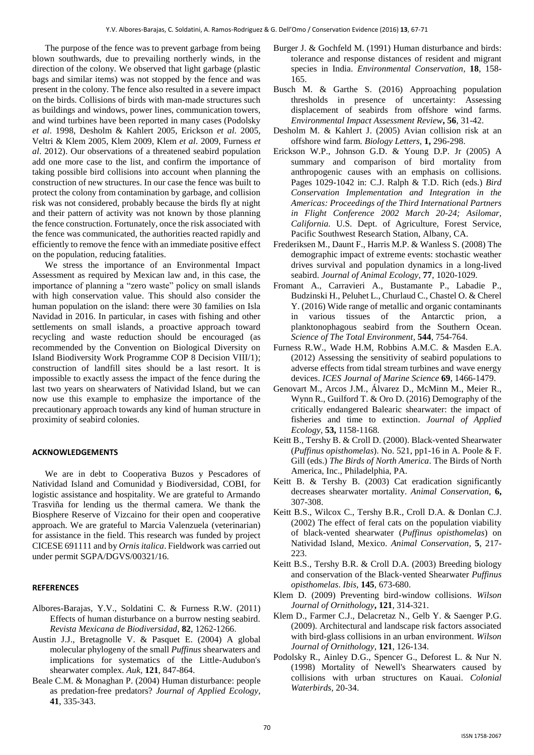The purpose of the fence was to prevent garbage from being blown southwards, due to prevailing northerly winds, in the direction of the colony. We observed that light garbage (plastic bags and similar items) was not stopped by the fence and was present in the colony. The fence also resulted in a severe impact on the birds. Collisions of birds with man-made structures such as buildings and windows, power lines, communication towers, and wind turbines have been reported in many cases (Podolsky *et al*. 1998, Desholm & Kahlert 2005, Erickson *et al*. 2005, Veltri & Klem 2005, Klem 2009, Klem *et al*. 2009, Furness *et al*. 2012). Our observations of a threatened seabird population add one more case to the list, and confirm the importance of taking possible bird collisions into account when planning the construction of new structures. In our case the fence was built to protect the colony from contamination by garbage, and collision risk was not considered, probably because the birds fly at night and their pattern of activity was not known by those planning the fence construction. Fortunately, once the risk associated with the fence was communicated, the authorities reacted rapidly and efficiently to remove the fence with an immediate positive effect on the population, reducing fatalities.

We stress the importance of an Environmental Impact Assessment as required by Mexican law and, in this case, the importance of planning a "zero waste" policy on small islands with high conservation value. This should also consider the human population on the island: there were 30 families on Isla Navidad in 2016. In particular, in cases with fishing and other settlements on small islands, a proactive approach toward recycling and waste reduction should be encouraged (as recommended by the Convention on Biological Diversity on Island Biodiversity Work Programme COP 8 Decision VIII/1); construction of landfill sites should be a last resort. It is impossible to exactly assess the impact of the fence during the last two years on shearwaters of Natividad Island, but we can now use this example to emphasize the importance of the precautionary approach towards any kind of human structure in proximity of seabird colonies.

## ACKNOWLEDGEMENTS

We are in debt to Cooperativa Buzos y Pescadores of Natividad Island and Comunidad y Biodiversidad, COBI, for logistic assistance and hospitality. We are grateful to Armando Trasviña for lending us the thermal camera. We thank the Biosphere Reserve of Vizcaino for their open and cooperative approach. We are grateful to Marcia Valenzuela (veterinarian) for assistance in the field. This research was funded by project CICESE 691111 and by *Ornis italica*. Fieldwork was carried out under permit SGPA/DGVS/00321/16.

## REFERENCES

Albores-Barajas, Y.V., Soldatini C. & Furness R.W. (2011) Effects of human disturbance on a burrow nesting seabird. *Revista Mexicana de Biodiversidad*, **82**, 1262-1266.

Austin J.J., Bretagnolle V. & Pasquet E. (2004) A global molecular phylogeny of the small *Puffinus* shearwaters and implications for systematics of the Little-Audubon's shearwater complex. *Auk*, **121**, 847-864.

Beale C.M. & Monaghan P. (2004) Human disturbance: people as predation-free predators? *Journal of Applied Ecology*, **41**, 335-343.

Burger J. & Gochfeld M. (1991) Human disturbance and birds: tolerance and response distances of resident and migrant species in India. *Environmental Conservation*, **18**, 158-165.

Busch M. & Garthe S. (2016) Approaching population thresholds in presence of uncertainty: Assessing displacement of seabirds from offshore wind farms. *Environmental Impact Assessment Review*, **56**, 31-42.

Desholm M. & Kahlert J. (2005) Avian collision risk at an offshore wind farm. *Biology Letters*, **1**, 296-298.

Erickson W.P., Johnson G.D. & Young D.P. Jr (2005) A summary and comparison of bird mortality from anthropogenic causes with an emphasis on collisions. Pages 1029-1042 in: C.J. Ralph & T.D. Rich (eds.) *Bird Conservation Implementation and Integration in the Americas: Proceedings of the Third International Partners in Flight Conference 2002 March 20-24; Asilomar, California.* U.S. Dept. of Agriculture, Forest Service, Pacific Southwest Research Station, Albany, CA.

Frederiksen M., Daunt F., Harris M.P. & Wanless S. (2008) The demographic impact of extreme events: stochastic weather drives survival and population dynamics in a long-lived seabird. *Journal of Animal Ecology*, **77**, 1020-1029.

Fromant A., Carravieri A., Bustamante P., Labadie P., Budzinski H., Peluhet L., Churlaud C., Chastel O. & Cherel Y. (2016) Wide range of metallic and organic contaminants in various tissues of the Antarctic prion, a planktonophagous seabird from the Southern Ocean. *Science of The Total Environment*, **544**, 754-764.

Furness R.W., Wade H.M, Robbins A.M.C. & Masden E.A. (2012) Assessing the sensitivity of seabird populations to adverse effects from tidal stream turbines and wave energy devices. *ICES Journal of Marine Science* **69**, 1466-1479.

Genovart M., Arcos J.M., Álvarez D., McMinn M., Meier R., Wynn R., Guilford T. & Oro D. (2016) Demography of the critically endangered Balearic shearwater: the impact of fisheries and time to extinction. *Journal of Applied Ecology*, **53,** 1158-1168.

Keitt B., Tershy B. & Croll D. (2000). Black-vented Shearwater (*Puffinus opisthomelas*). No. 521, pp1-16 in A. Poole & F. Gill (eds.) *The Birds of North America*. The Birds of North America, Inc., Philadelphia, PA.

Keitt B. & Tershy B. (2003) Cat eradication significantly decreases shearwater mortality. *Animal Conservation*, **6,** 307-308.

Keitt B.S., Wilcox C., Tershy B.R., Croll D.A. & Donlan C.J. (2002) The effect of feral cats on the population viability of black-vented shearwater (*Puffinus opisthomelas*) on Natividad Island, Mexico. *Animal Conservation*, **5**, 217-223.

Keitt B.S., Tershy B.R. & Croll D.A. (2003) Breeding biology and conservation of the Black-vented Shearwater *Puffinus opisthomelas*. *Ibis*, **145**, 673-680.

Klem D. (2009) Preventing bird-window collisions. *Wilson Journal of Ornithology*, **121**, 314-321.

Klem D., Farmer C.J., Delacretaz N., Gelb Y. & Saenger P.G. (2009). Architectural and landscape risk factors associated with bird-glass collisions in an urban environment. *Wilson Journal of Ornithology*, **121**, 126-134.

Podolsky R., Ainley D.G., Spencer G., Deforest L. & Nur N. (1998) Mortality of Newell's Shearwaters caused by collisions with urban structures on Kauai. *Colonial Waterbirds*, 20-34.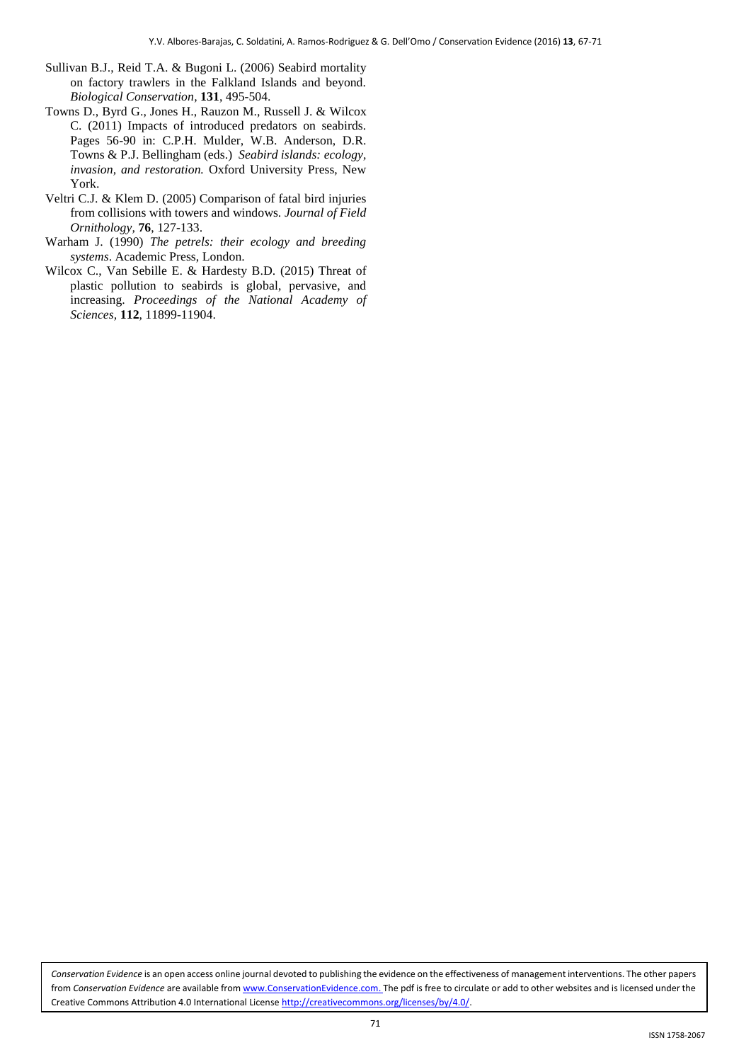Sullivan B.J., Reid T.A. & Bugoni L. (2006) Seabird mortality on factory trawlers in the Falkland Islands and beyond. *Biological Conservation*, **131**, 495-504.

Towns D., Byrd G., Jones H., Rauzon M., Russell J. & Wilcox C. (2011) Impacts of introduced predators on seabirds. Pages 56-90 in: C.P.H. Mulder, W.B. Anderson, D.R. Towns & P.J. Bellingham (eds.) *Seabird islands: ecology, invasion, and restoration.* Oxford University Press, New York.

Veltri C.J. & Klem D. (2005) Comparison of fatal bird injuries from collisions with towers and windows. *Journal of Field Ornithology*, **76**, 127-133.

Warham J. (1990) *The petrels: their ecology and breeding systems*. Academic Press, London.

Wilcox C., Van Sebille E. & Hardesty B.D. (2015) Threat of plastic pollution to seabirds is global, pervasive, and increasing. *Proceedings of the National Academy of Sciences*, **112**, 11899-11904.

*Conservation Evidence* is an open access online journal devoted to publishing the evidence on the effectiveness of management interventions. The other papers from *Conservation Evidence* are available from www.ConservationEvidence.com. The pdf is free to circulate or add to other websites and is licensed under the Creative Commons Attribution 4.0 International License http://creativecommons.org/licenses/by/4.0/.